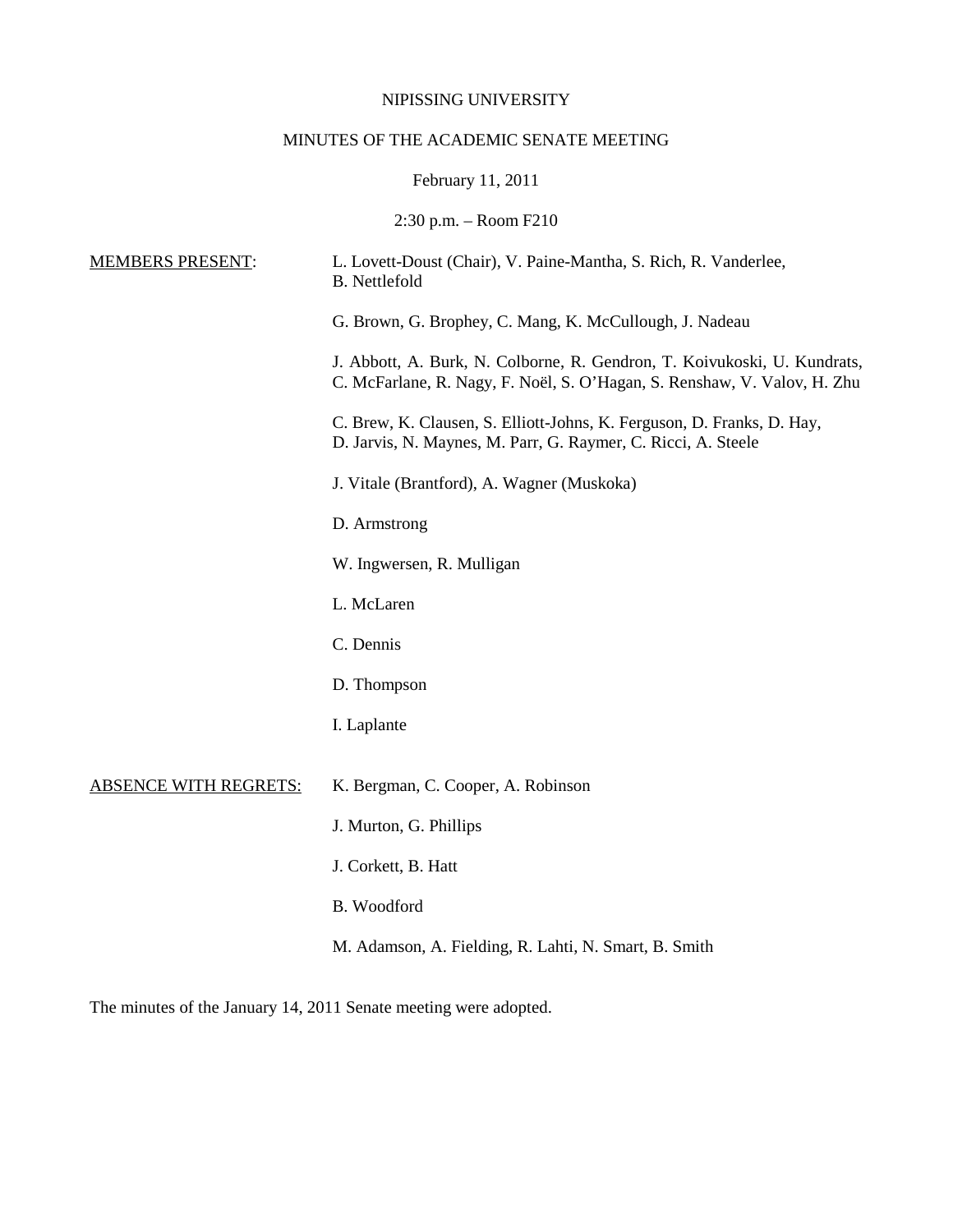NIPISSING UNIVERSITY

MINUTES OF THE ACADEMIC SENATE MEETING

February 11, 2011

2:30 p.m. – Room F210

MEMBERS PRESENT:

L. Lovett-Doust (Chair), V. Paine-Mantha, S. Rich, R. Vanderlee, B. Nettlefold

G. Brown, G. Brophey, C. Mang, K. McCullough, J. Nadeau

J. Abbott, A. Burk, N. Colborne, R. Gendron, T. Koivukoski, U. Kundrats, C. McFarlane, R. Nagy, F. Noël, S. O'Hagan, S. Renshaw, V. Valov, H. Zhu

C. Brew, K. Clausen, S. Elliott-Johns, K. Ferguson, D. Franks, D. Hay, D. Jarvis, N. Maynes, M. Parr, G. Raymer, C. Ricci, A. Steele

J. Vitale (Brantford), A. Wagner (Muskoka)

D. Armstrong

W. Ingwersen, R. Mulligan

L. McLaren

C. Dennis

D. Thompson

I. Laplante

ABSENCE WITH REGRETS:

K. Bergman, C. Cooper, A. Robinson

J. Murton, G. Phillips

J. Corkett, B. Hatt

B. Woodford

M. Adamson, A. Fielding, R. Lahti, N. Smart, B. Smith

The minutes of the January 14, 2011 Senate meeting were adopted.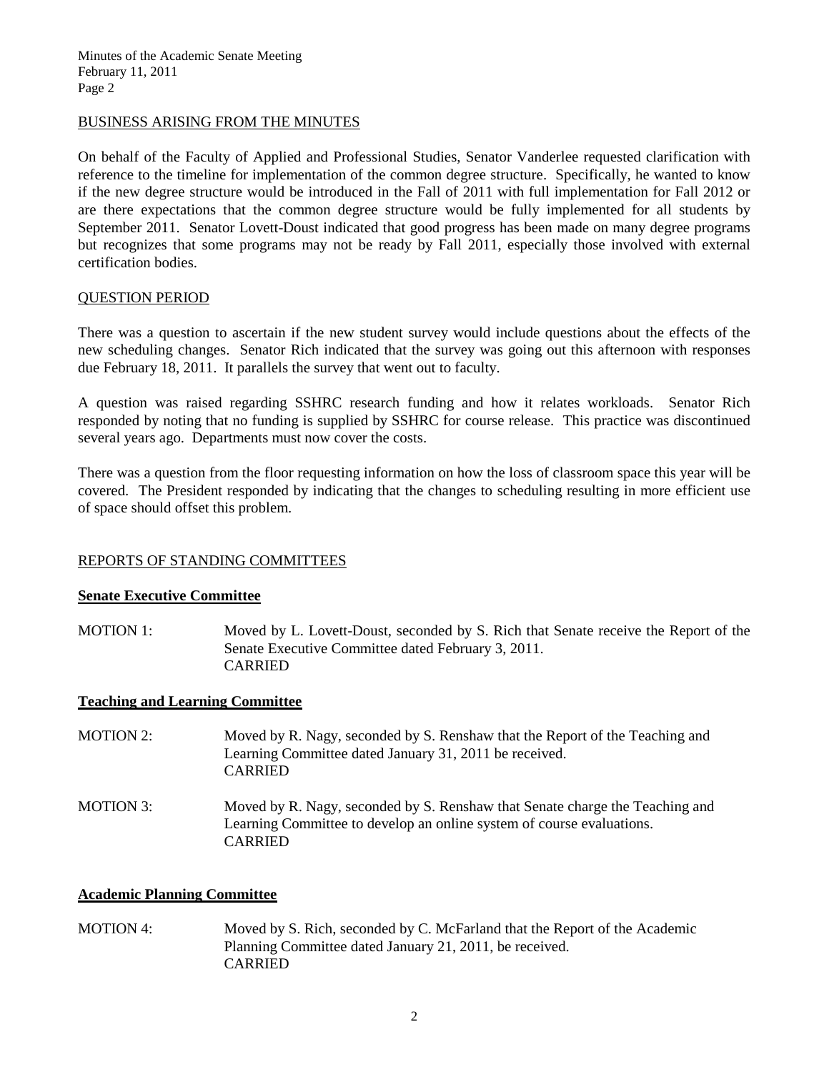## BUSINESS ARISING FROM THE MINUTES

On behalf of the Faculty of Applied and Professional Studies, Senator Vanderlee requested clarification with reference to the timeline for implementation of the common degree structure. Specifically, he wanted to know if the new degree structure would be introduced in the Fall of 2011 with full implementation for Fall 2012 or are there expectations that the common degree structure would be fully implemented for all students by September 2011. Senator Lovett-Doust indicated that good progress has been made on many degree programs but recognizes that some programs may not be ready by Fall 2011, especially those involved with external certification bodies.

## QUESTION PERIOD

There was a question to ascertain if the new student survey would include questions about the effects of the new scheduling changes. Senator Rich indicated that the survey was going out this afternoon with responses due February 18, 2011. It parallels the survey that went out to faculty.

A question was raised regarding SSHRC research funding and how it relates workloads. Senator Rich responded by noting that no funding is supplied by SSHRC for course release. This practice was discontinued several years ago. Departments must now cover the costs.

There was a question from the floor requesting information on how the loss of classroom space this year will be covered. The President responded by indicating that the changes to scheduling resulting in more efficient use of space should offset this problem.

## REPORTS OF STANDING COMMITTEES

### Senate Executive Committee

MOTION 1: Moved by L. Lovett-Doust, seconded by S. Rich that Senate receive the Report of the Senate Executive Committee dated February 3, 2011.
CARRIED

### Teaching and Learning Committee

MOTION 2: Moved by R. Nagy, seconded by S. Renshaw that the Report of the Teaching and Learning Committee dated January 31, 2011 be received.
CARRIED

MOTION 3: Moved by R. Nagy, seconded by S. Renshaw that Senate charge the Teaching and Learning Committee to develop an online system of course evaluations.
CARRIED

### Academic Planning Committee

MOTION 4: Moved by S. Rich, seconded by C. McFarland that the Report of the Academic Planning Committee dated January 21, 2011, be received.
CARRIED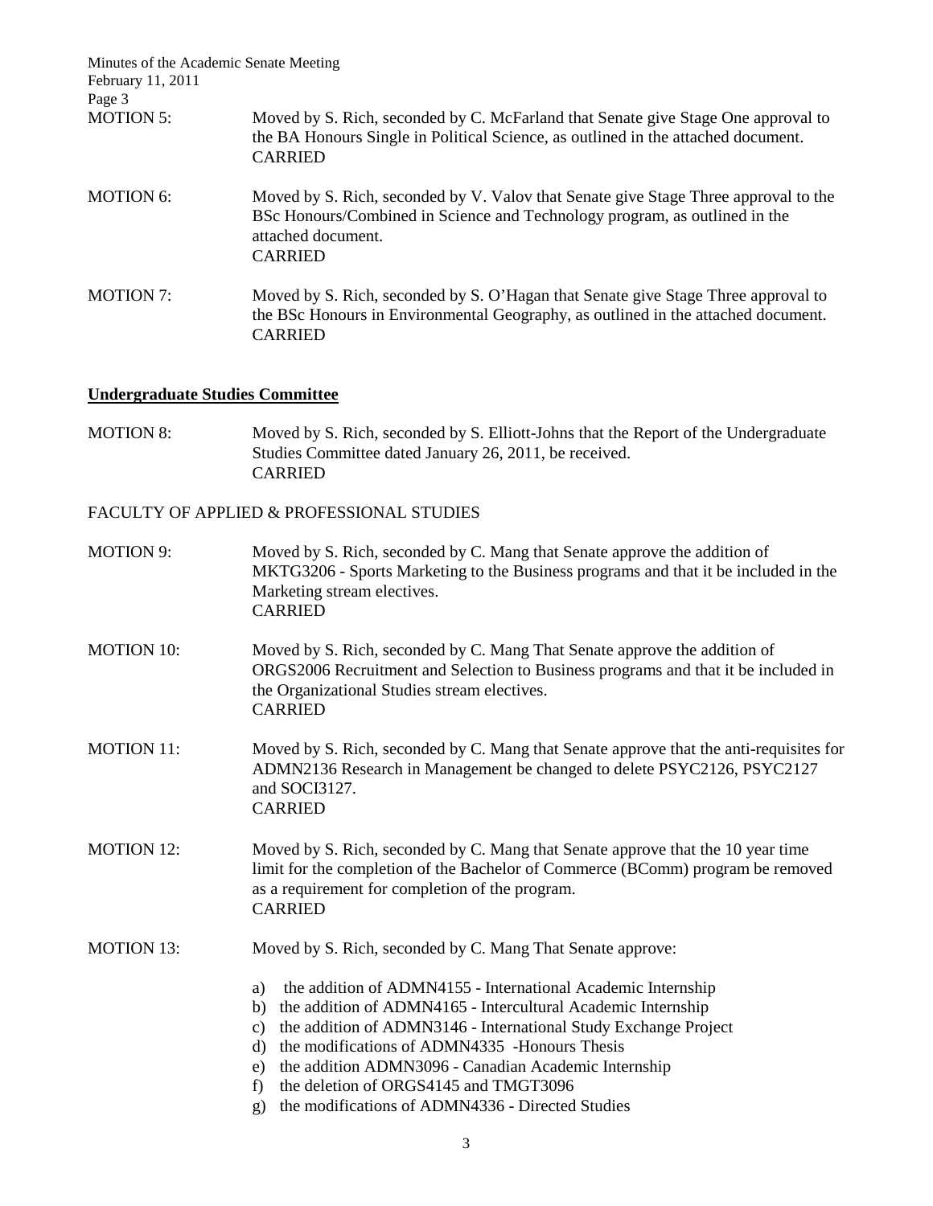MOTION 5: Moved by S. Rich, seconded by C. McFarland that Senate give Stage One approval to the BA Honours Single in Political Science, as outlined in the attached document.
CARRIED

MOTION 6: Moved by S. Rich, seconded by V. Valov that Senate give Stage Three approval to the BSc Honours/Combined in Science and Technology program, as outlined in the attached document.
CARRIED

MOTION 7: Moved by S. Rich, seconded by S. O'Hagan that Senate give Stage Three approval to the BSc Honours in Environmental Geography, as outlined in the attached document.
CARRIED

## Undergraduate Studies Committee

MOTION 8: Moved by S. Rich, seconded by S. Elliott-Johns that the Report of the Undergraduate Studies Committee dated January 26, 2011, be received.
CARRIED

FACULTY OF APPLIED & PROFESSIONAL STUDIES

MOTION 9: Moved by S. Rich, seconded by C. Mang that Senate approve the addition of MKTG3206 - Sports Marketing to the Business programs and that it be included in the Marketing stream electives.
CARRIED

MOTION 10: Moved by S. Rich, seconded by C. Mang That Senate approve the addition of ORGS2006 Recruitment and Selection to Business programs and that it be included in the Organizational Studies stream electives.
CARRIED

MOTION 11: Moved by S. Rich, seconded by C. Mang that Senate approve that the anti-requisites for ADMN2136 Research in Management be changed to delete PSYC2126, PSYC2127 and SOCI3127.
CARRIED

MOTION 12: Moved by S. Rich, seconded by C. Mang that Senate approve that the 10 year time limit for the completion of the Bachelor of Commerce (BComm) program be removed as a requirement for completion of the program.
CARRIED

MOTION 13: Moved by S. Rich, seconded by C. Mang That Senate approve:

a) the addition of ADMN4155 - International Academic Internship
b) the addition of ADMN4165 - Intercultural Academic Internship
c) the addition of ADMN3146 - International Study Exchange Project
d) the modifications of ADMN4335 -Honours Thesis
e) the addition ADMN3096 - Canadian Academic Internship
f) the deletion of ORGS4145 and TMGT3096
g) the modifications of ADMN4336 - Directed Studies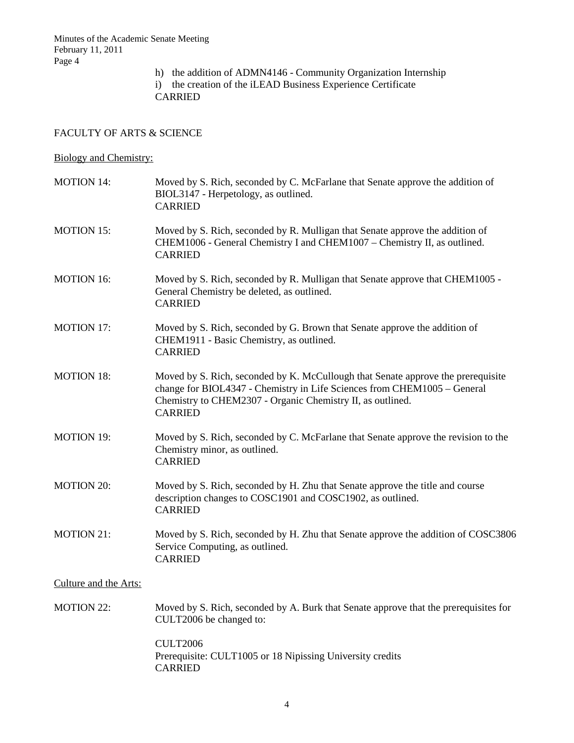h) the addition of ADMN4146 - Community Organization Internship
i) the creation of the iLEAD Business Experience Certificate
CARRIED

FACULTY OF ARTS & SCIENCE

Biology and Chemistry:

MOTION 14: Moved by S. Rich, seconded by C. McFarlane that Senate approve the addition of BIOL3147 - Herpetology, as outlined.
CARRIED

MOTION 15: Moved by S. Rich, seconded by R. Mulligan that Senate approve the addition of CHEM1006 - General Chemistry I and CHEM1007 – Chemistry II, as outlined.
CARRIED

MOTION 16: Moved by S. Rich, seconded by R. Mulligan that Senate approve that CHEM1005 - General Chemistry be deleted, as outlined.
CARRIED

MOTION 17: Moved by S. Rich, seconded by G. Brown that Senate approve the addition of CHEM1911 - Basic Chemistry, as outlined.
CARRIED

MOTION 18: Moved by S. Rich, seconded by K. McCullough that Senate approve the prerequisite change for BIOL4347 - Chemistry in Life Sciences from CHEM1005 – General Chemistry to CHEM2307 - Organic Chemistry II, as outlined.
CARRIED

MOTION 19: Moved by S. Rich, seconded by C. McFarlane that Senate approve the revision to the Chemistry minor, as outlined.
CARRIED

MOTION 20: Moved by S. Rich, seconded by H. Zhu that Senate approve the title and course description changes to COSC1901 and COSC1902, as outlined.
CARRIED

MOTION 21: Moved by S. Rich, seconded by H. Zhu that Senate approve the addition of COSC3806 Service Computing, as outlined.
CARRIED

Culture and the Arts:

MOTION 22: Moved by S. Rich, seconded by A. Burk that Senate approve that the prerequisites for CULT2006 be changed to:

CULT2006
Prerequisite: CULT1005 or 18 Nipissing University credits
CARRIED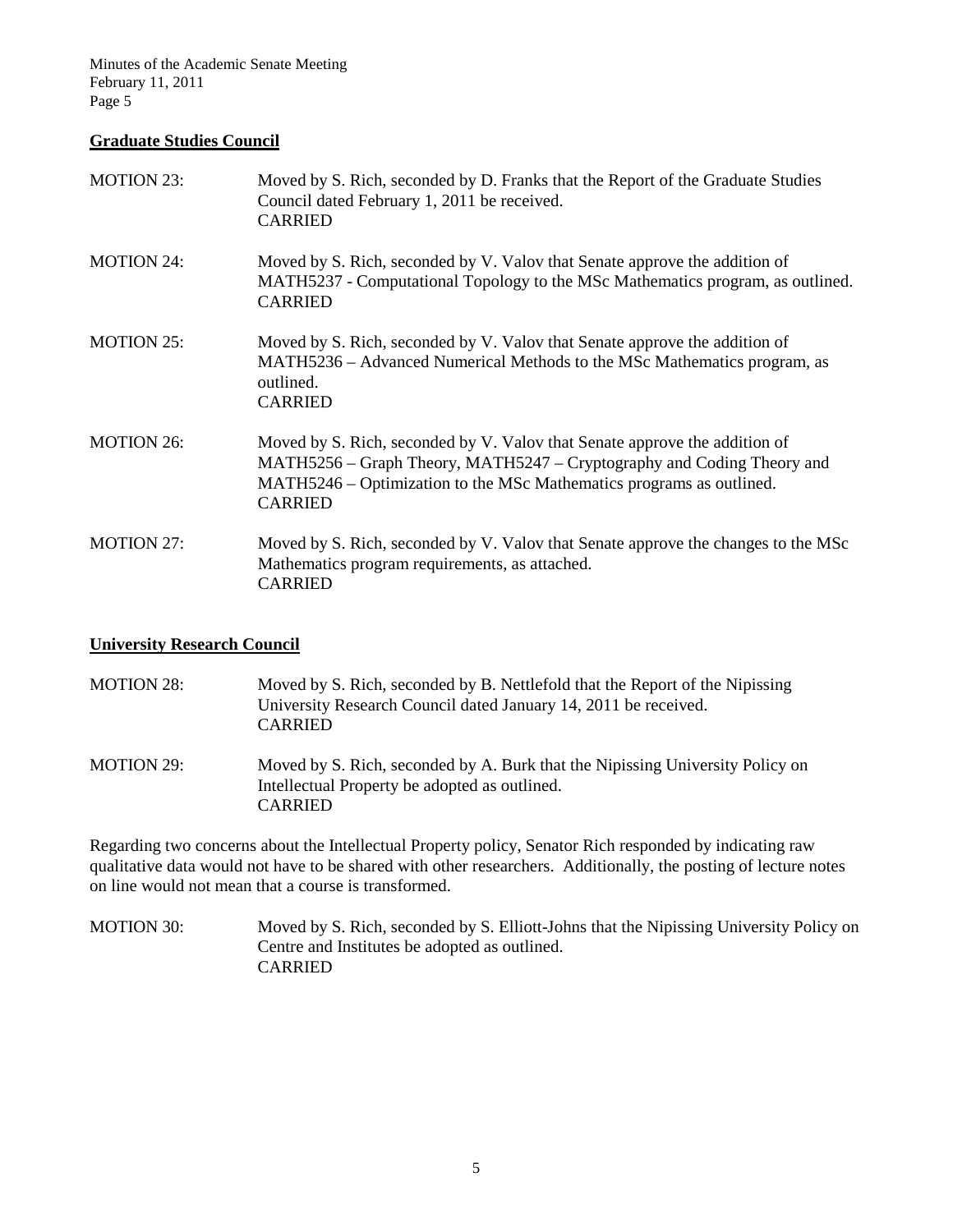**Graduate Studies Council**

MOTION 23: Moved by S. Rich, seconded by D. Franks that the Report of the Graduate Studies Council dated February 1, 2011 be received.
CARRIED

MOTION 24: Moved by S. Rich, seconded by V. Valov that Senate approve the addition of MATH5237 - Computational Topology to the MSc Mathematics program, as outlined.
CARRIED

MOTION 25: Moved by S. Rich, seconded by V. Valov that Senate approve the addition of MATH5236 – Advanced Numerical Methods to the MSc Mathematics program, as outlined.
CARRIED

MOTION 26: Moved by S. Rich, seconded by V. Valov that Senate approve the addition of MATH5256 – Graph Theory, MATH5247 – Cryptography and Coding Theory and MATH5246 – Optimization to the MSc Mathematics programs as outlined.
CARRIED

MOTION 27: Moved by S. Rich, seconded by V. Valov that Senate approve the changes to the MSc Mathematics program requirements, as attached.
CARRIED

**University Research Council**

MOTION 28: Moved by S. Rich, seconded by B. Nettlefold that the Report of the Nipissing University Research Council dated January 14, 2011 be received.
CARRIED

MOTION 29: Moved by S. Rich, seconded by A. Burk that the Nipissing University Policy on Intellectual Property be adopted as outlined.
CARRIED

Regarding two concerns about the Intellectual Property policy, Senator Rich responded by indicating raw qualitative data would not have to be shared with other researchers. Additionally, the posting of lecture notes on line would not mean that a course is transformed.

MOTION 30: Moved by S. Rich, seconded by S. Elliott-Johns that the Nipissing University Policy on Centre and Institutes be adopted as outlined.
CARRIED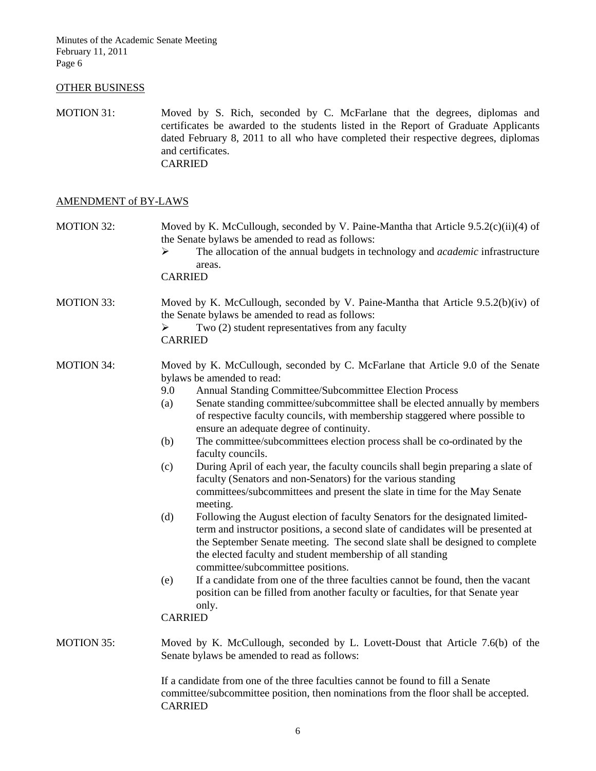## OTHER BUSINESS

MOTION 31: Moved by S. Rich, seconded by C. McFarlane that the degrees, diplomas and certificates be awarded to the students listed in the Report of Graduate Applicants dated February 8, 2011 to all who have completed their respective degrees, diplomas and certificates.
CARRIED

## AMENDMENT of BY-LAWS

MOTION 32: Moved by K. McCullough, seconded by V. Paine-Mantha that Article 9.5.2(c)(ii)(4) of the Senate bylaws be amended to read as follows:

- The allocation of the annual budgets in technology and *academic* infrastructure areas.

CARRIED

MOTION 33: Moved by K. McCullough, seconded by V. Paine-Mantha that Article 9.5.2(b)(iv) of the Senate bylaws be amended to read as follows:

- Two (2) student representatives from any faculty

CARRIED

MOTION 34: Moved by K. McCullough, seconded by C. McFarlane that Article 9.0 of the Senate bylaws be amended to read:

9.0 Annual Standing Committee/Subcommittee Election Process

(a) Senate standing committee/subcommittee shall be elected annually by members of respective faculty councils, with membership staggered where possible to ensure an adequate degree of continuity.

(b) The committee/subcommittees election process shall be co-ordinated by the faculty councils.

(c) During April of each year, the faculty councils shall begin preparing a slate of faculty (Senators and non-Senators) for the various standing committees/subcommittees and present the slate in time for the May Senate meeting.

(d) Following the August election of faculty Senators for the designated limited-term and instructor positions, a second slate of candidates will be presented at the September Senate meeting. The second slate shall be designed to complete the elected faculty and student membership of all standing committee/subcommittee positions.

(e) If a candidate from one of the three faculties cannot be found, then the vacant position can be filled from another faculty or faculties, for that Senate year only.

CARRIED

MOTION 35: Moved by K. McCullough, seconded by L. Lovett-Doust that Article 7.6(b) of the Senate bylaws be amended to read as follows:

If a candidate from one of the three faculties cannot be found to fill a Senate committee/subcommittee position, then nominations from the floor shall be accepted.
CARRIED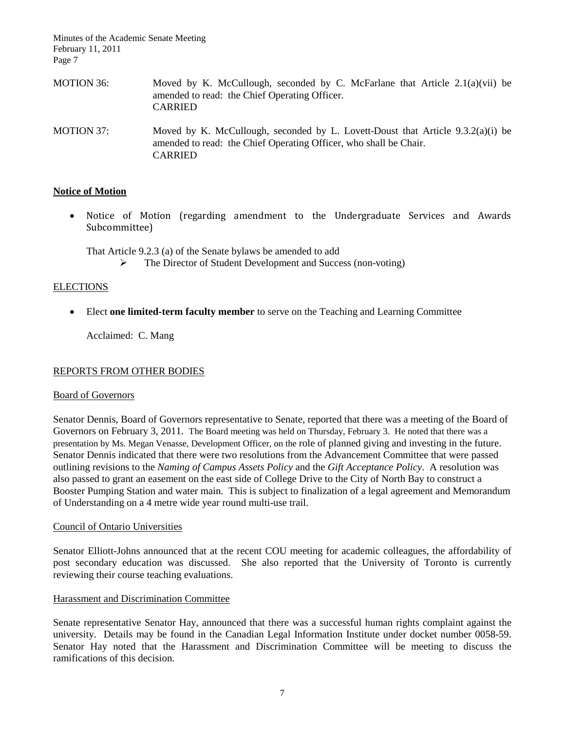MOTION 36: Moved by K. McCullough, seconded by C. McFarlane that Article 2.1(a)(vii) be amended to read: the Chief Operating Officer.
CARRIED

MOTION 37: Moved by K. McCullough, seconded by L. Lovett-Doust that Article 9.3.2(a)(i) be amended to read: the Chief Operating Officer, who shall be Chair.
CARRIED

**Notice of Motion**

- Notice of Motion (regarding amendment to the Undergraduate Services and Awards Subcommittee)

  That Article 9.2.3 (a) of the Senate bylaws be amended to add
  - The Director of Student Development and Success (non-voting)

ELECTIONS

- Elect **one limited-term faculty member** to serve on the Teaching and Learning Committee

  Acclaimed: C. Mang

REPORTS FROM OTHER BODIES

Board of Governors

Senator Dennis, Board of Governors representative to Senate, reported that there was a meeting of the Board of Governors on February 3, 2011. The Board meeting was held on Thursday, February 3. He noted that there was a presentation by Ms. Megan Venasse, Development Officer, on the role of planned giving and investing in the future. Senator Dennis indicated that there were two resolutions from the Advancement Committee that were passed outlining revisions to the *Naming of Campus Assets Policy* and the *Gift Acceptance Policy*. A resolution was also passed to grant an easement on the east side of College Drive to the City of North Bay to construct a Booster Pumping Station and water main. This is subject to finalization of a legal agreement and Memorandum of Understanding on a 4 metre wide year round multi-use trail.

Council of Ontario Universities

Senator Elliott-Johns announced that at the recent COU meeting for academic colleagues, the affordability of post secondary education was discussed. She also reported that the University of Toronto is currently reviewing their course teaching evaluations.

Harassment and Discrimination Committee

Senate representative Senator Hay, announced that there was a successful human rights complaint against the university. Details may be found in the Canadian Legal Information Institute under docket number 0058-59. Senator Hay noted that the Harassment and Discrimination Committee will be meeting to discuss the ramifications of this decision.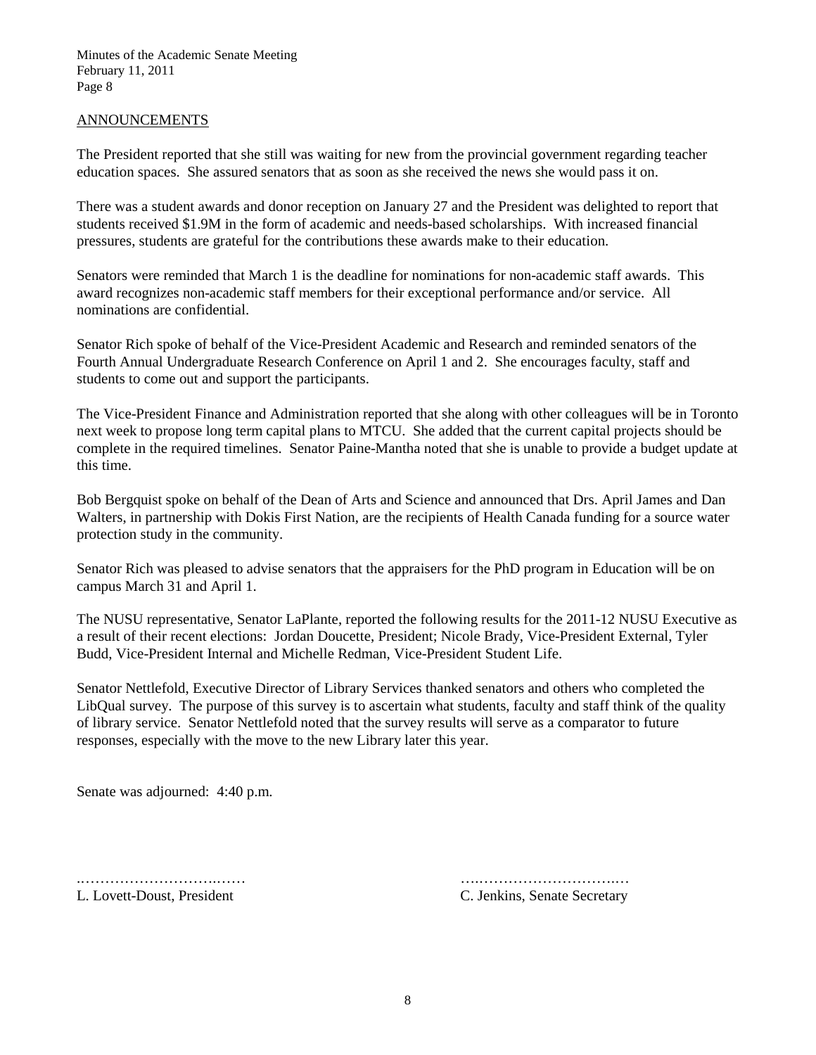## ANNOUNCEMENTS

The President reported that she still was waiting for new from the provincial government regarding teacher education spaces. She assured senators that as soon as she received the news she would pass it on.

There was a student awards and donor reception on January 27 and the President was delighted to report that students received $1.9M in the form of academic and needs-based scholarships. With increased financial pressures, students are grateful for the contributions these awards make to their education.

Senators were reminded that March 1 is the deadline for nominations for non-academic staff awards. This award recognizes non-academic staff members for their exceptional performance and/or service. All nominations are confidential.

Senator Rich spoke of behalf of the Vice-President Academic and Research and reminded senators of the Fourth Annual Undergraduate Research Conference on April 1 and 2. She encourages faculty, staff and students to come out and support the participants.

The Vice-President Finance and Administration reported that she along with other colleagues will be in Toronto next week to propose long term capital plans to MTCU. She added that the current capital projects should be complete in the required timelines. Senator Paine-Mantha noted that she is unable to provide a budget update at this time.

Bob Bergquist spoke on behalf of the Dean of Arts and Science and announced that Drs. April James and Dan Walters, in partnership with Dokis First Nation, are the recipients of Health Canada funding for a source water protection study in the community.

Senator Rich was pleased to advise senators that the appraisers for the PhD program in Education will be on campus March 31 and April 1.

The NUSU representative, Senator LaPlante, reported the following results for the 2011-12 NUSU Executive as a result of their recent elections: Jordan Doucette, President; Nicole Brady, Vice-President External, Tyler Budd, Vice-President Internal and Michelle Redman, Vice-President Student Life.

Senator Nettlefold, Executive Director of Library Services thanked senators and others who completed the LibQual survey. The purpose of this survey is to ascertain what students, faculty and staff think of the quality of library service. Senator Nettlefold noted that the survey results will serve as a comparator to future responses, especially with the move to the new Library later this year.

Senate was adjourned: 4:40 p.m.

..………………………..……
L. Lovett-Doust, President

….……………………….…
C. Jenkins, Senate Secretary